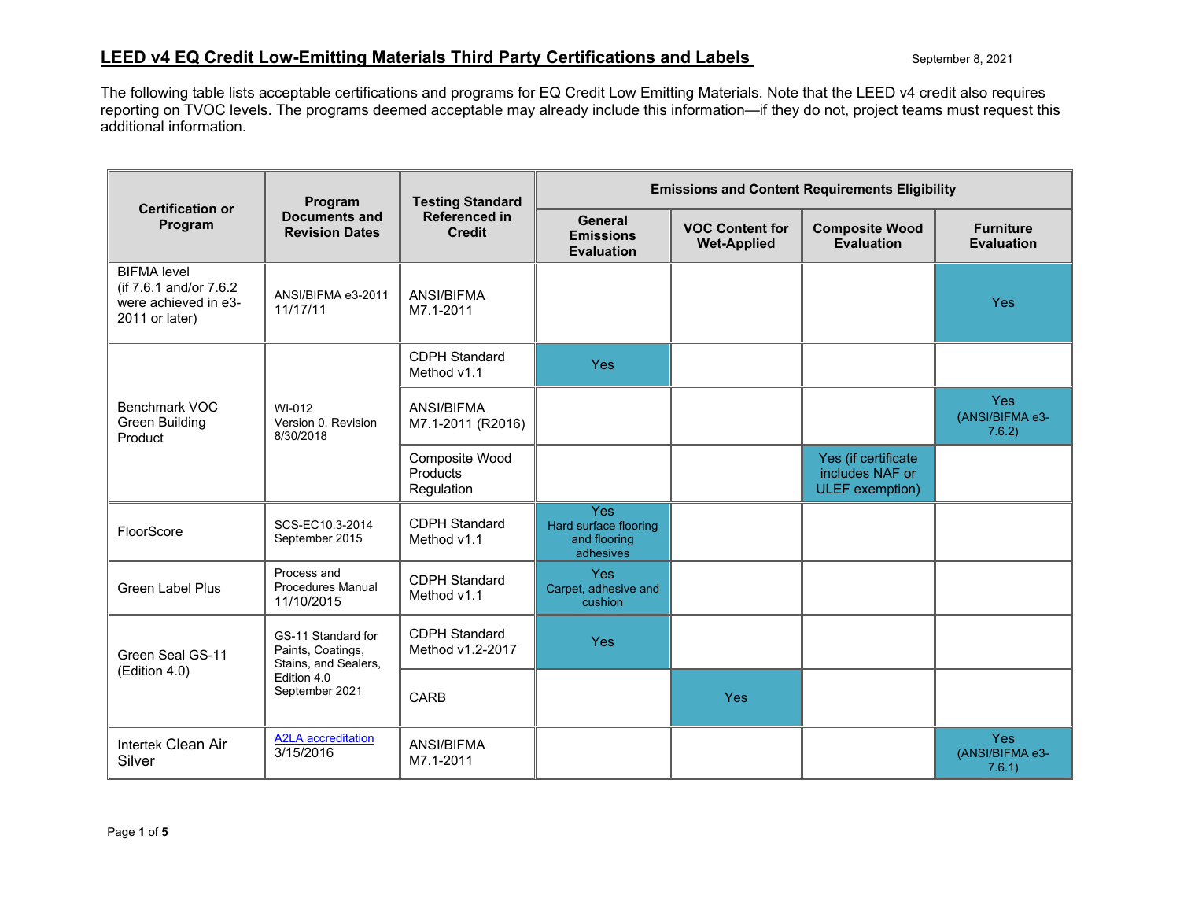# LEED v4 EQ Credit Low-Emitting Materials Third Party Certifications and Labels

September 8, 2021

The following table lists acceptable certifications and programs for EQ Credit Low Emitting Materials. Note that the LEED v4 credit also requires reporting on TVOC levels. The programs deemed acceptable may already include this information—if they do not, project teams must request this additional information.

| Certification or Program | Program Documents and Revision Dates | Testing Standard Referenced in Credit | Emissions and Content Requirements Eligibility | | | |
|---|---|---|---|---|---|---|
| | | | General Emissions Evaluation | VOC Content for Wet-Applied | Composite Wood Evaluation | Furniture Evaluation |
| BIFMA level (if 7.6.1 and/or 7.6.2 were achieved in e3-2011 or later) | ANSI/BIFMA e3-2011 11/17/11 | ANSI/BIFMA M7.1-2011 | | | | Yes |
| Benchmark VOC Green Building Product | WI-012 Version 0, Revision 8/30/2018 | CDPH Standard Method v1.1 | Yes | | | |
| | | ANSI/BIFMA M7.1-2011 (R2016) | | | | Yes (ANSI/BIFMA e3-7.6.2) |
| | | Composite Wood Products Regulation | | | Yes (if certificate includes NAF or ULEF exemption) | |
| FloorScore | SCS-EC10.3-2014 September 2015 | CDPH Standard Method v1.1 | Yes Hard surface flooring and flooring adhesives | | | |
| Green Label Plus | Process and Procedures Manual 11/10/2015 | CDPH Standard Method v1.1 | Yes Carpet, adhesive and cushion | | | |
| Green Seal GS-11 (Edition 4.0) | GS-11 Standard for Paints, Coatings, Stains, and Sealers, Edition 4.0 September 2021 | CDPH Standard Method v1.2-2017 | Yes | | | |
| | | CARB | | Yes | | |
| Intertek Clean Air Silver | A2LA accreditation 3/15/2016 | ANSI/BIFMA M7.1-2011 | | | | Yes (ANSI/BIFMA e3-7.6.1) |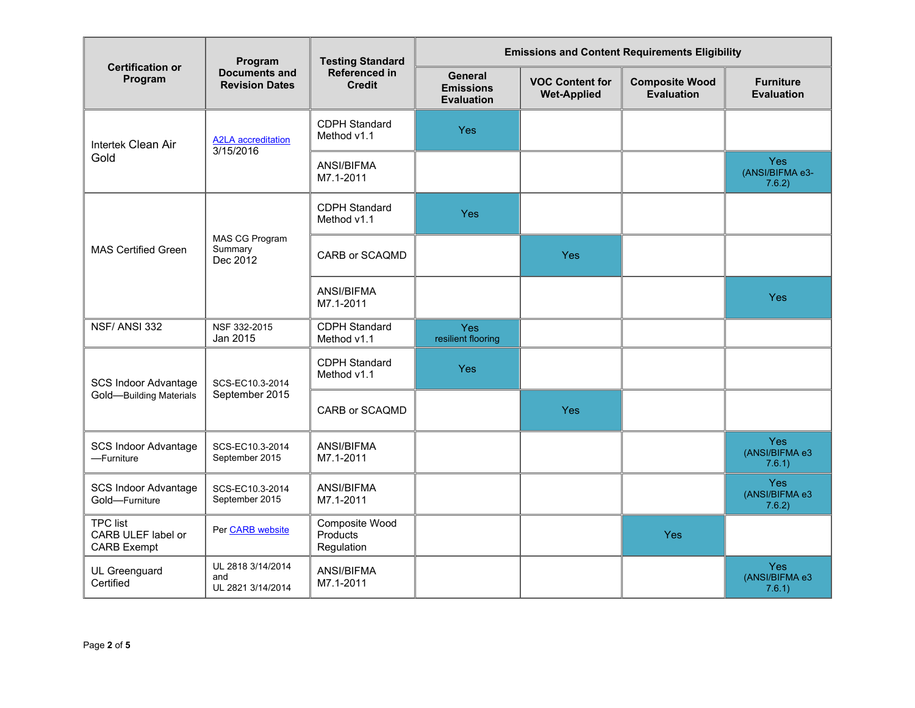| Certification or Program | Program Documents and Revision Dates | Testing Standard Referenced in Credit | Emissions and Content Requirements Eligibility | | | |
|---|---|---|---|---|---|---|
| | | | General Emissions Evaluation | VOC Content for Wet-Applied | Composite Wood Evaluation | Furniture Evaluation |
| Intertek Clean Air Gold | A2LA accreditation 3/15/2016 | CDPH Standard Method v1.1 | Yes | | | |
| | | ANSI/BIFMA M7.1-2011 | | | | Yes (ANSI/BIFMA e3-7.6.2) |
| MAS Certified Green | MAS CG Program Summary Dec 2012 | CDPH Standard Method v1.1 | Yes | | | |
| | | CARB or SCAQMD | | Yes | | |
| | | ANSI/BIFMA M7.1-2011 | | | | Yes |
| NSF/ ANSI 332 | NSF 332-2015 Jan 2015 | CDPH Standard Method v1.1 | Yes resilient flooring | | | |
| SCS Indoor Advantage Gold—Building Materials | SCS-EC10.3-2014 September 2015 | CDPH Standard Method v1.1 | Yes | | | |
| | | CARB or SCAQMD | | Yes | | |
| SCS Indoor Advantage —Furniture | SCS-EC10.3-2014 September 2015 | ANSI/BIFMA M7.1-2011 | | | | Yes (ANSI/BIFMA e3 7.6.1) |
| SCS Indoor Advantage Gold—Furniture | SCS-EC10.3-2014 September 2015 | ANSI/BIFMA M7.1-2011 | | | | Yes (ANSI/BIFMA e3 7.6.2) |
| TPC list CARB ULEF label or CARB Exempt | Per CARB website | Composite Wood Products Regulation | | | Yes | |
| UL Greenguard Certified | UL 2818 3/14/2014 and UL 2821 3/14/2014 | ANSI/BIFMA M7.1-2011 | | | | Yes (ANSI/BIFMA e3 7.6.1) |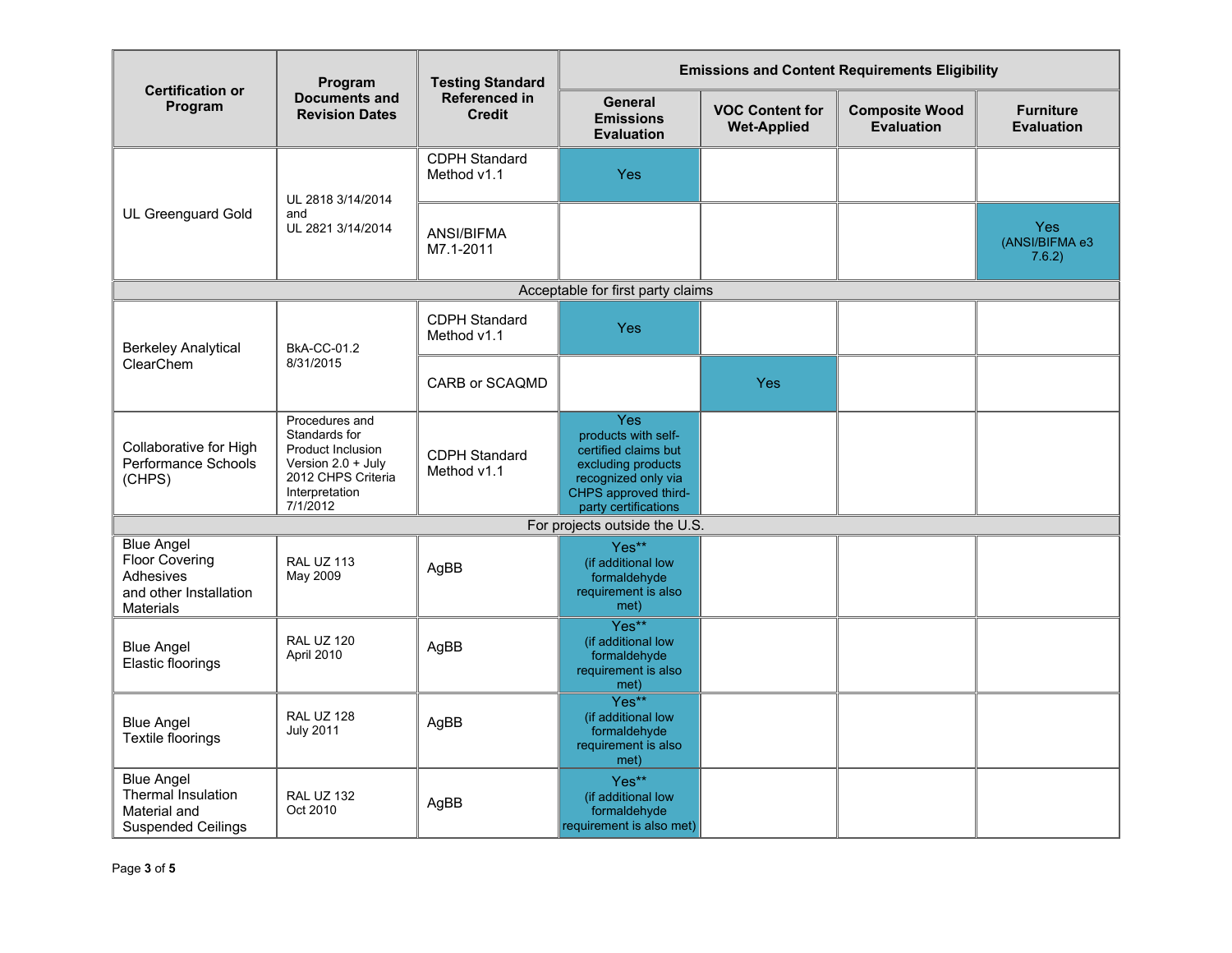| Certification or Program | Program Documents and Revision Dates | Testing Standard Referenced in Credit | Emissions and Content Requirements Eligibility | | | |
|---|---|---|---|---|---|---|
| | | | General Emissions Evaluation | VOC Content for Wet-Applied | Composite Wood Evaluation | Furniture Evaluation |
| UL Greenguard Gold | UL 2818 3/14/2014 and UL 2821 3/14/2014 | CDPH Standard Method v1.1 | Yes | | | |
| | | ANSI/BIFMA M7.1-2011 | | | | Yes (ANSI/BIFMA e3 7.6.2) |
| Acceptable for first party claims | | | | | | |
| Berkeley Analytical ClearChem | BkA-CC-01.2 8/31/2015 | CDPH Standard Method v1.1 | Yes | | | |
| | | CARB or SCAQMD | | Yes | | |
| Collaborative for High Performance Schools (CHPS) | Procedures and Standards for Product Inclusion Version 2.0 + July 2012 CHPS Criteria Interpretation 7/1/2012 | CDPH Standard Method v1.1 | Yes products with self-certified claims but excluding products recognized only via CHPS approved third-party certifications | | | |
| For projects outside the U.S. | | | | | | |
| Blue Angel Floor Covering Adhesives and other Installation Materials | RAL UZ 113 May 2009 | AgBB | Yes** (if additional low formaldehyde requirement is also met) | | | |
| Blue Angel Elastic floorings | RAL UZ 120 April 2010 | AgBB | Yes** (if additional low formaldehyde requirement is also met) | | | |
| Blue Angel Textile floorings | RAL UZ 128 July 2011 | AgBB | Yes** (if additional low formaldehyde requirement is also met) | | | |
| Blue Angel Thermal Insulation Material and Suspended Ceilings | RAL UZ 132 Oct 2010 | AgBB | Yes** (if additional low formaldehyde requirement is also met) | | | |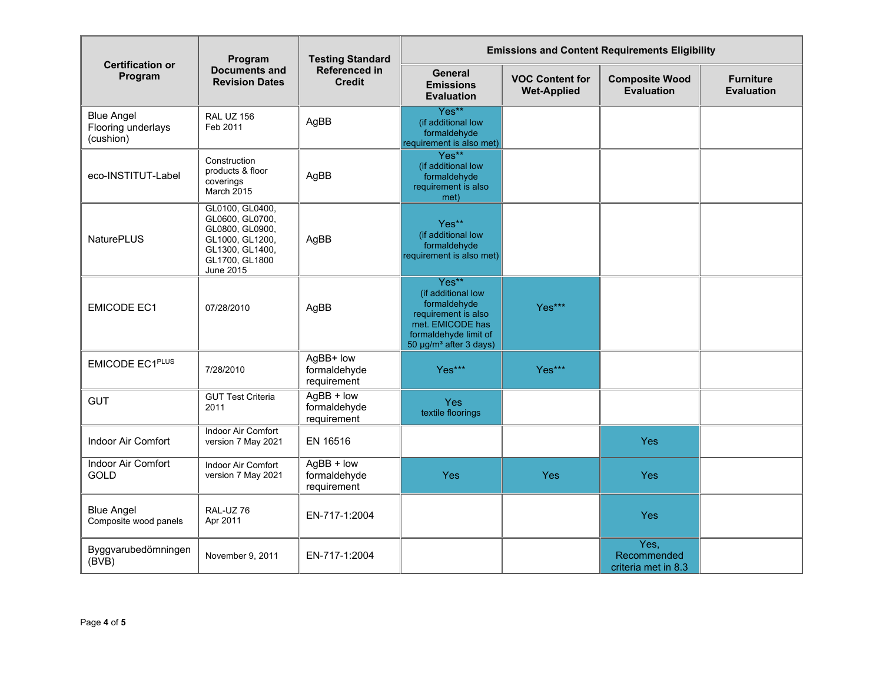| Certification or Program | Program Documents and Revision Dates | Testing Standard Referenced in Credit | Emissions and Content Requirements Eligibility | | | |
|---|---|---|---|---|---|---|
| | | | General Emissions Evaluation | VOC Content for Wet-Applied | Composite Wood Evaluation | Furniture Evaluation |
| Blue Angel Flooring underlays (cushion) | RAL UZ 156 Feb 2011 | AgBB | Yes** (if additional low formaldehyde requirement is also met) | | | |
| eco-INSTITUT-Label | Construction products & floor coverings March 2015 | AgBB | Yes** (if additional low formaldehyde requirement is also met) | | | |
| NaturePLUS | GL0100, GL0400, GL0600, GL0700, GL0800, GL0900, GL1000, GL1200, GL1300, GL1400, GL1700, GL1800 June 2015 | AgBB | Yes** (if additional low formaldehyde requirement is also met) | | | |
| EMICODE EC1 | 07/28/2010 | AgBB | Yes** (if additional low formaldehyde requirement is also met. EMICODE has formaldehyde limit of 50 µg/m³ after 3 days) | Yes*** | | |
| EMICODE EC1PLUS | 7/28/2010 | AgBB+ low formaldehyde requirement | Yes*** | Yes*** | | |
| GUT | GUT Test Criteria 2011 | AgBB + low formaldehyde requirement | Yes textile floorings | | | |
| Indoor Air Comfort | Indoor Air Comfort version 7 May 2021 | EN 16516 | | | Yes | |
| Indoor Air Comfort GOLD | Indoor Air Comfort version 7 May 2021 | AgBB + low formaldehyde requirement | Yes | Yes | Yes | |
| Blue Angel Composite wood panels | RAL-UZ 76 Apr 2011 | EN-717-1:2004 | | | Yes | |
| Byggvarubedömningen (BVB) | November 9, 2011 | EN-717-1:2004 | | | Yes, Recommended criteria met in 8.3 | |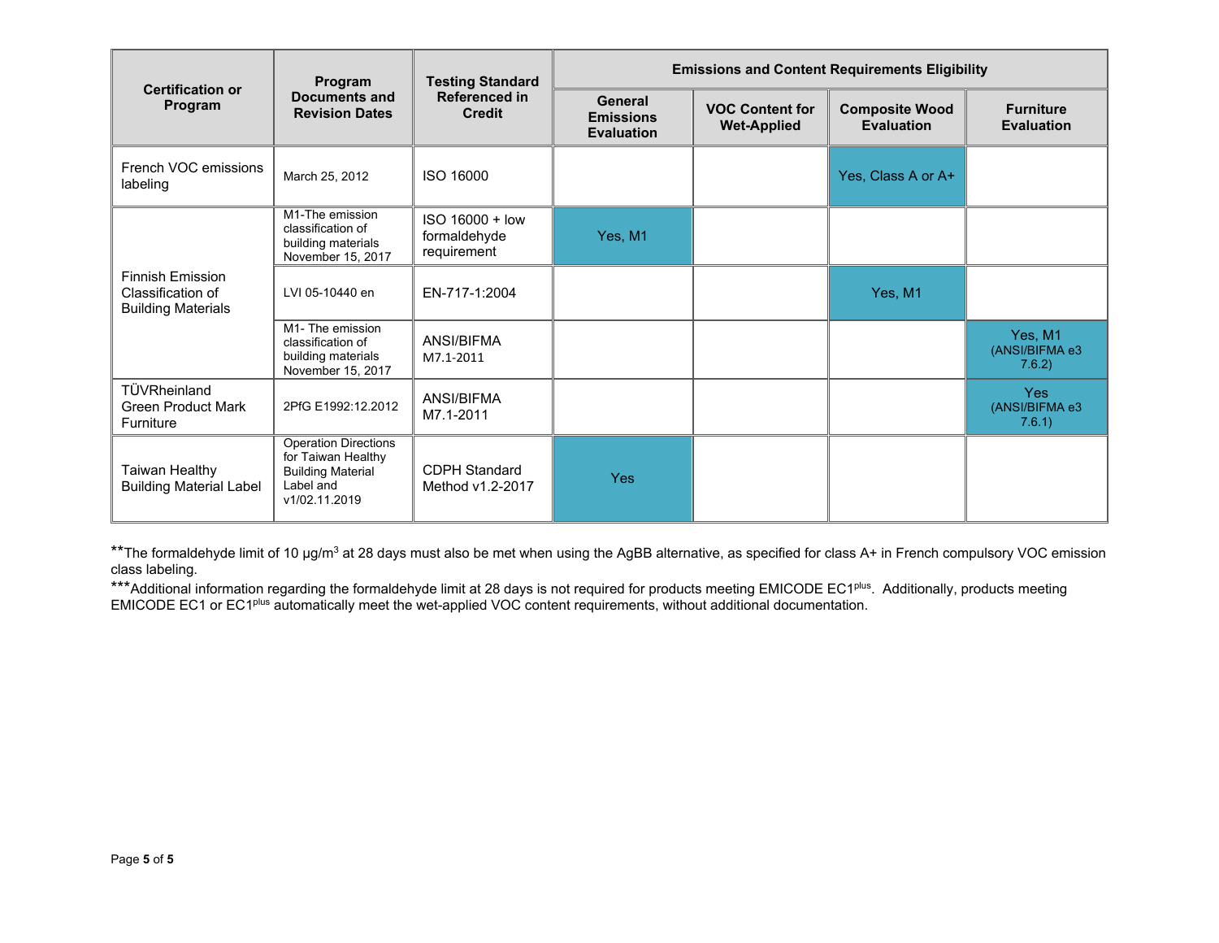| Certification or Program | Program Documents and Revision Dates | Testing Standard Referenced in Credit | Emissions and Content Requirements Eligibility | | | |
|---|---|---|---|---|---|---|
| | | | General Emissions Evaluation | VOC Content for Wet-Applied | Composite Wood Evaluation | Furniture Evaluation |
| French VOC emissions labeling | March 25, 2012 | ISO 16000 | | | Yes, Class A or A+ | |
| Finnish Emission Classification of Building Materials | M1-The emission classification of building materials November 15, 2017 | ISO 16000 + low formaldehyde requirement | Yes, M1 | | | |
| | LVI 05-10440 en | EN-717-1:2004 | | | Yes, M1 | |
| | M1- The emission classification of building materials November 15, 2017 | ANSI/BIFMA M7.1-2011 | | | | Yes, M1 (ANSI/BIFMA e3 7.6.2) |
| TÜVRheinland Green Product Mark Furniture | 2PfG E1992:12.2012 | ANSI/BIFMA M7.1-2011 | | | | Yes (ANSI/BIFMA e3 7.6.1) |
| Taiwan Healthy Building Material Label | Operation Directions for Taiwan Healthy Building Material Label and v1/02.11.2019 | CDPH Standard Method v1.2-2017 | Yes | | | |

**The formaldehyde limit of 10 $\mu g/m^3$ at 28 days must also be met when using the AgBB alternative, as specified for class A+ in French compulsory VOC emission class labeling.

***Additional information regarding the formaldehyde limit at 28 days is not required for products meeting EMICODE EC1$^{plus}$. Additionally, products meeting EMICODE EC1 or EC1$^{plus}$ automatically meet the wet-applied VOC content requirements, without additional documentation.